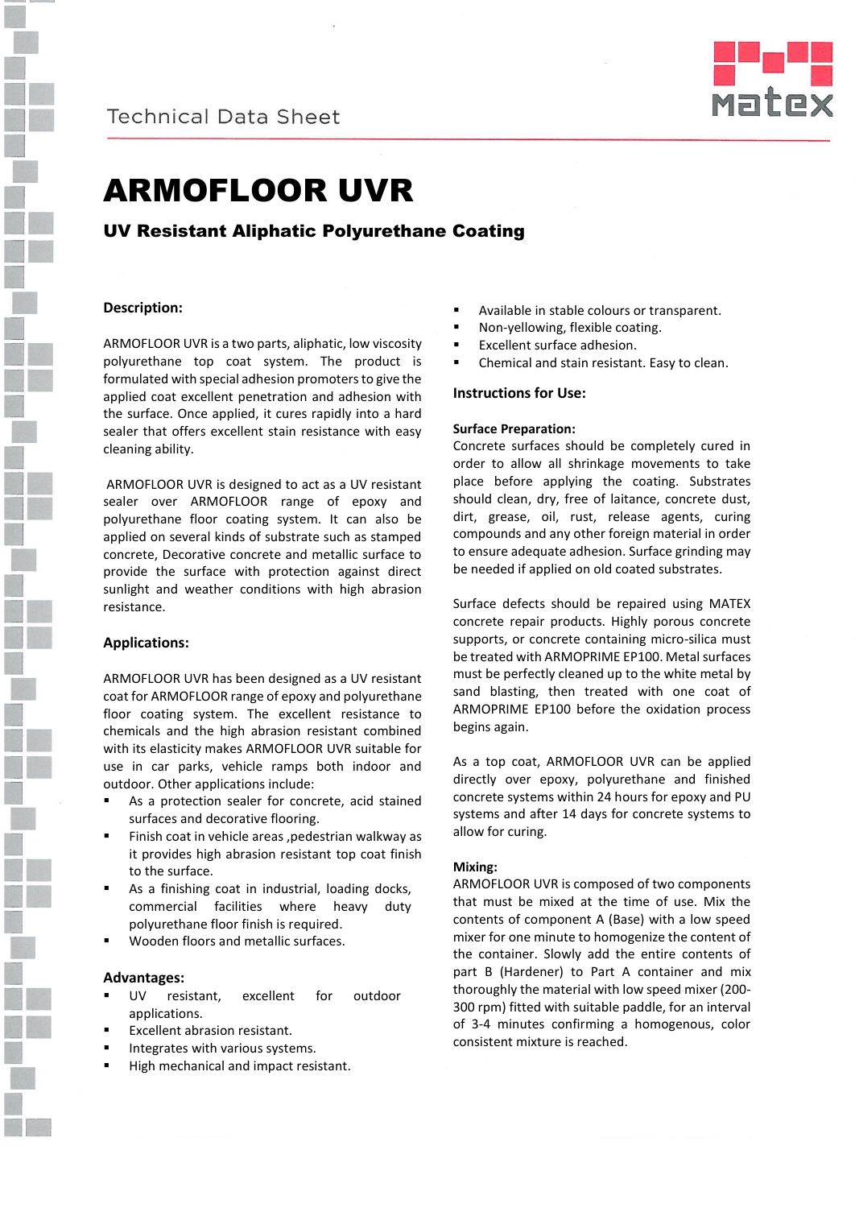Technical Data Sheet

# ARMOFLOOR UVR

## UV Resistant Aliphatic Polyurethane Coating

### Description:

ARMOFLOOR UVR is a two parts, aliphatic, low viscosity polyurethane top coat system. The product is formulated with special adhesion promoters to give the applied coat excellent penetration and adhesion with the surface. Once applied, it cures rapidly into a hard sealer that offers excellent stain resistance with easy cleaning ability.

ARMOFLOOR UVR is designed to act as a UV resistant sealer over ARMOFLOOR range of epoxy and polyurethane floor coating system. It can also be applied on several kinds of substrate such as stamped concrete, Decorative concrete and metallic surface to provide the surface with protection against direct sunlight and weather conditions with high abrasion resistance.

### Applications:

ARMOFLOOR UVR has been designed as a UV resistant coat for ARMOFLOOR range of epoxy and polyurethane floor coating system. The excellent resistance to chemicals and the high abrasion resistant combined with its elasticity makes ARMOFLOOR UVR suitable for use in car parks, vehicle ramps both indoor and outdoor. Other applications include:

- As a protection sealer for concrete, acid stained surfaces and decorative flooring.
- Finish coat in vehicle areas ,pedestrian walkway as it provides high abrasion resistant top coat finish to the surface.
- As a finishing coat in industrial, loading docks, commercial facilities where heavy duty polyurethane floor finish is required.
- Wooden floors and metallic surfaces.

### Advantages:

- UV resistant, excellent for outdoor applications.
- Excellent abrasion resistant.
- Integrates with various systems.
- High mechanical and impact resistant.
- Available in stable colours or transparent.
- Non-yellowing, flexible coating.
- Excellent surface adhesion.
- Chemical and stain resistant. Easy to clean.

### Instructions for Use:

**Surface Preparation:**

Concrete surfaces should be completely cured in order to allow all shrinkage movements to take place before applying the coating. Substrates should clean, dry, free of laitance, concrete dust, dirt, grease, oil, rust, release agents, curing compounds and any other foreign material in order to ensure adequate adhesion. Surface grinding may be needed if applied on old coated substrates.

Surface defects should be repaired using MATEX concrete repair products. Highly porous concrete supports, or concrete containing micro-silica must be treated with ARMOPRIME EP100. Metal surfaces must be perfectly cleaned up to the white metal by sand blasting, then treated with one coat of ARMOPRIME EP100 before the oxidation process begins again.

As a top coat, ARMOFLOOR UVR can be applied directly over epoxy, polyurethane and finished concrete systems within 24 hours for epoxy and PU systems and after 14 days for concrete systems to allow for curing.

**Mixing:**

ARMOFLOOR UVR is composed of two components that must be mixed at the time of use. Mix the contents of component A (Base) with a low speed mixer for one minute to homogenize the content of the container. Slowly add the entire contents of part B (Hardener) to Part A container and mix thoroughly the material with low speed mixer (200-300 rpm) fitted with suitable paddle, for an interval of 3-4 minutes confirming a homogenous, color consistent mixture is reached.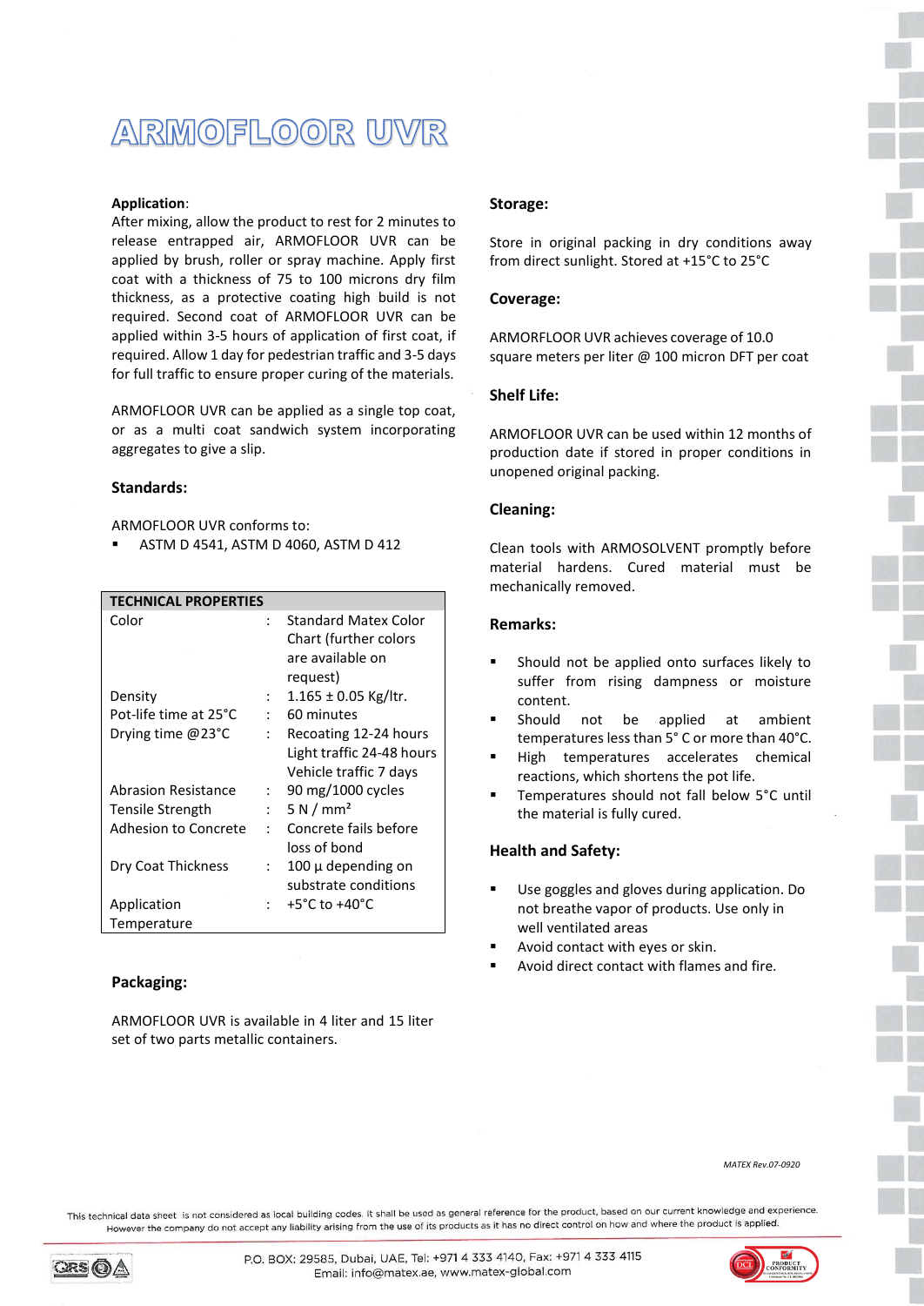# ARMOFLOOR UVR

**Application**:
After mixing, allow the product to rest for 2 minutes to release entrapped air, ARMOFLOOR UVR can be applied by brush, roller or spray machine. Apply first coat with a thickness of 75 to 100 microns dry film thickness, as a protective coating high build is not required. Second coat of ARMOFLOOR UVR can be applied within 3-5 hours of application of first coat, if required. Allow 1 day for pedestrian traffic and 3-5 days for full traffic to ensure proper curing of the materials.

ARMOFLOOR UVR can be applied as a single top coat, or as a multi coat sandwich system incorporating aggregates to give a slip.

## Standards:

ARMOFLOOR UVR conforms to:

- ASTM D 4541, ASTM D 4060, ASTM D 412

| TECHNICAL PROPERTIES | | |
|---|---|---|
| Color | : | Standard Matex Color Chart (further colors are available on request) |
| Density | : | 1.165 ± 0.05 Kg/ltr. |
| Pot-life time at 25°C | : | 60 minutes |
| Drying time @23°C | : | Recoating 12-24 hours<br>Light traffic 24-48 hours<br>Vehicle traffic 7 days |
| Abrasion Resistance | : | 90 mg/1000 cycles |
| Tensile Strength | : | 5 N / mm² |
| Adhesion to Concrete | : | Concrete fails before loss of bond |
| Dry Coat Thickness | : | 100 µ depending on substrate conditions |
| Application Temperature | : | +5°C to +40°C |

## Packaging:

ARMOFLOOR UVR is available in 4 liter and 15 liter set of two parts metallic containers.

## Storage:

Store in original packing in dry conditions away from direct sunlight. Stored at +15°C to 25°C

## Coverage:

ARMORFLOOR UVR achieves coverage of 10.0 square meters per liter @ 100 micron DFT per coat

## Shelf Life:

ARMOFLOOR UVR can be used within 12 months of production date if stored in proper conditions in unopened original packing.

## Cleaning:

Clean tools with ARMOSOLVENT promptly before material hardens. Cured material must be mechanically removed.

## Remarks:

- Should not be applied onto surfaces likely to suffer from rising dampness or moisture content.
- Should not be applied at ambient temperatures less than 5° C or more than 40°C.
- High temperatures accelerates chemical reactions, which shortens the pot life.
- Temperatures should not fall below 5°C until the material is fully cured.

## Health and Safety:

- Use goggles and gloves during application. Do not breathe vapor of products. Use only in well ventilated areas
- Avoid contact with eyes or skin.
- Avoid direct contact with flames and fire.

*MATEX Rev.07-0920*

This technical data sheet is not considered as local building codes. It shall be used as general reference for the product, based on our current knowledge and experience. However the company do not accept any liability arising from the use of its products as it has no direct control on how and where the product is applied.

P.O. BOX: 29585, Dubai, UAE, Tel: +971 4 333 4140, Fax: +971 4 333 4115
Email: info@matex.ae, www.matex-global.com